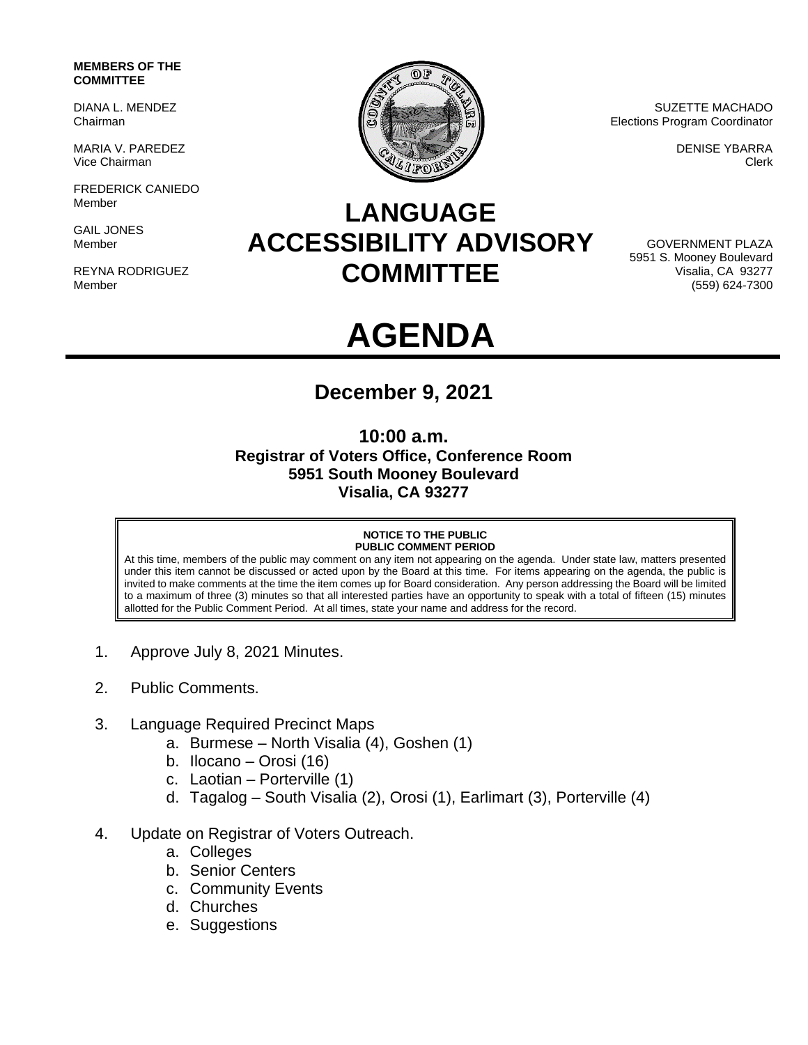**MEMBERS OF THE COMMITTEE**

DIANA L. MENDEZ
Chairman

MARIA V. PAREDEZ
Vice Chairman

FREDERICK CANIEDO
Member

GAIL JONES
Member

REYNA RODRIGUEZ
Member

SUZETTE MACHADO
Elections Program Coordinator

DENISE YBARRA
Clerk

GOVERNMENT PLAZA
5951 S. Mooney Boulevard
Visalia, CA 93277
(559) 624-7300

# LANGUAGE ACCESSIBILITY ADVISORY COMMITTEE

# AGENDA

## December 9, 2021

**10:00 a.m.**
**Registrar of Voters Office, Conference Room**
**5951 South Mooney Boulevard**
**Visalia, CA 93277**

**NOTICE TO THE PUBLIC**
**PUBLIC COMMENT PERIOD**
At this time, members of the public may comment on any item not appearing on the agenda. Under state law, matters presented under this item cannot be discussed or acted upon by the Board at this time. For items appearing on the agenda, the public is invited to make comments at the time the item comes up for Board consideration. Any person addressing the Board will be limited to a maximum of three (3) minutes so that all interested parties have an opportunity to speak with a total of fifteen (15) minutes allotted for the Public Comment Period. At all times, state your name and address for the record.

1. Approve July 8, 2021 Minutes.

2. Public Comments.

3. Language Required Precinct Maps
    a. Burmese – North Visalia (4), Goshen (1)
    b. Ilocano – Orosi (16)
    c. Laotian – Porterville (1)
    d. Tagalog – South Visalia (2), Orosi (1), Earlimart (3), Porterville (4)

4. Update on Registrar of Voters Outreach.
    a. Colleges
    b. Senior Centers
    c. Community Events
    d. Churches
    e. Suggestions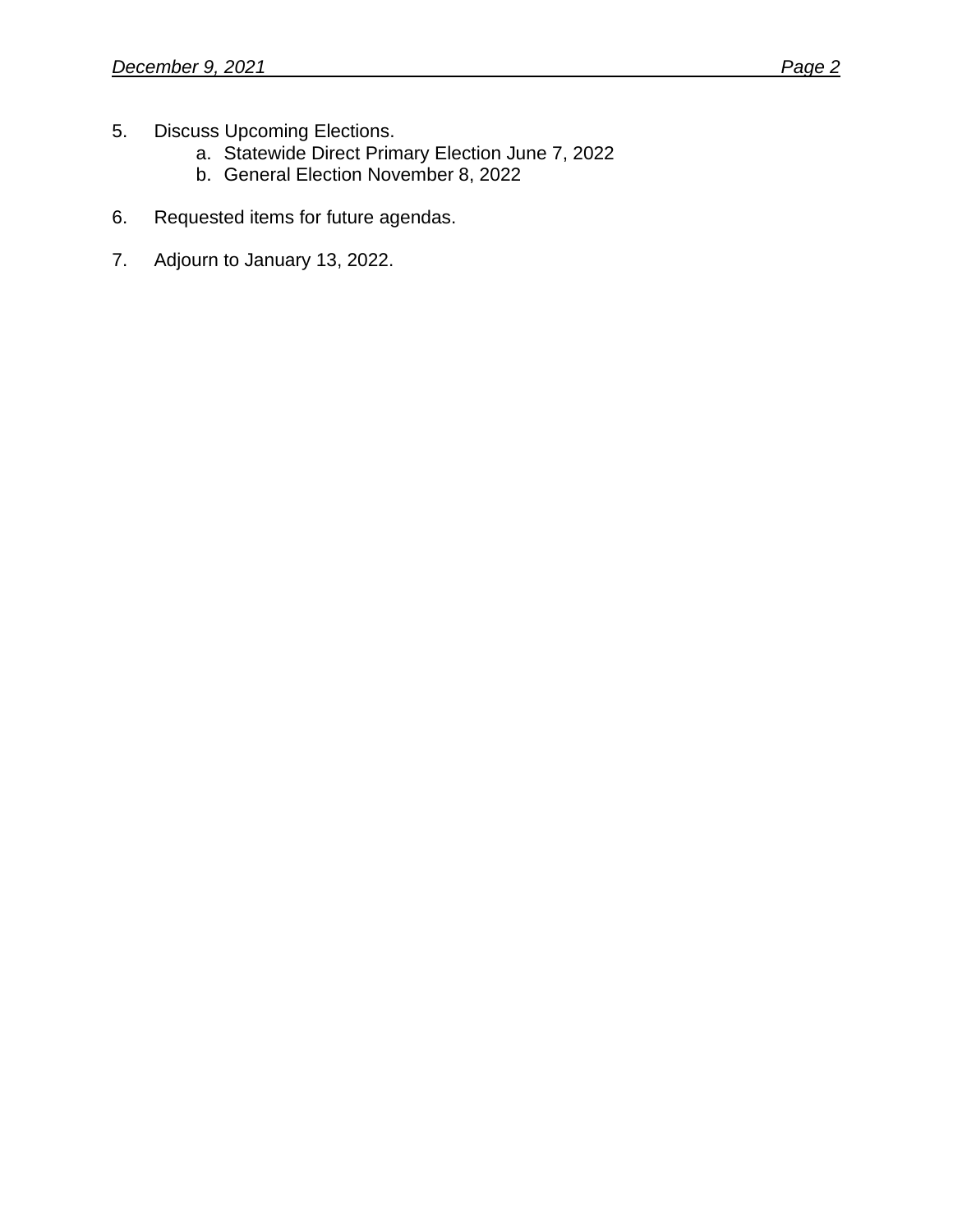5. Discuss Upcoming Elections.
    a. Statewide Direct Primary Election June 7, 2022
    b. General Election November 8, 2022

6. Requested items for future agendas.

7. Adjourn to January 13, 2022.